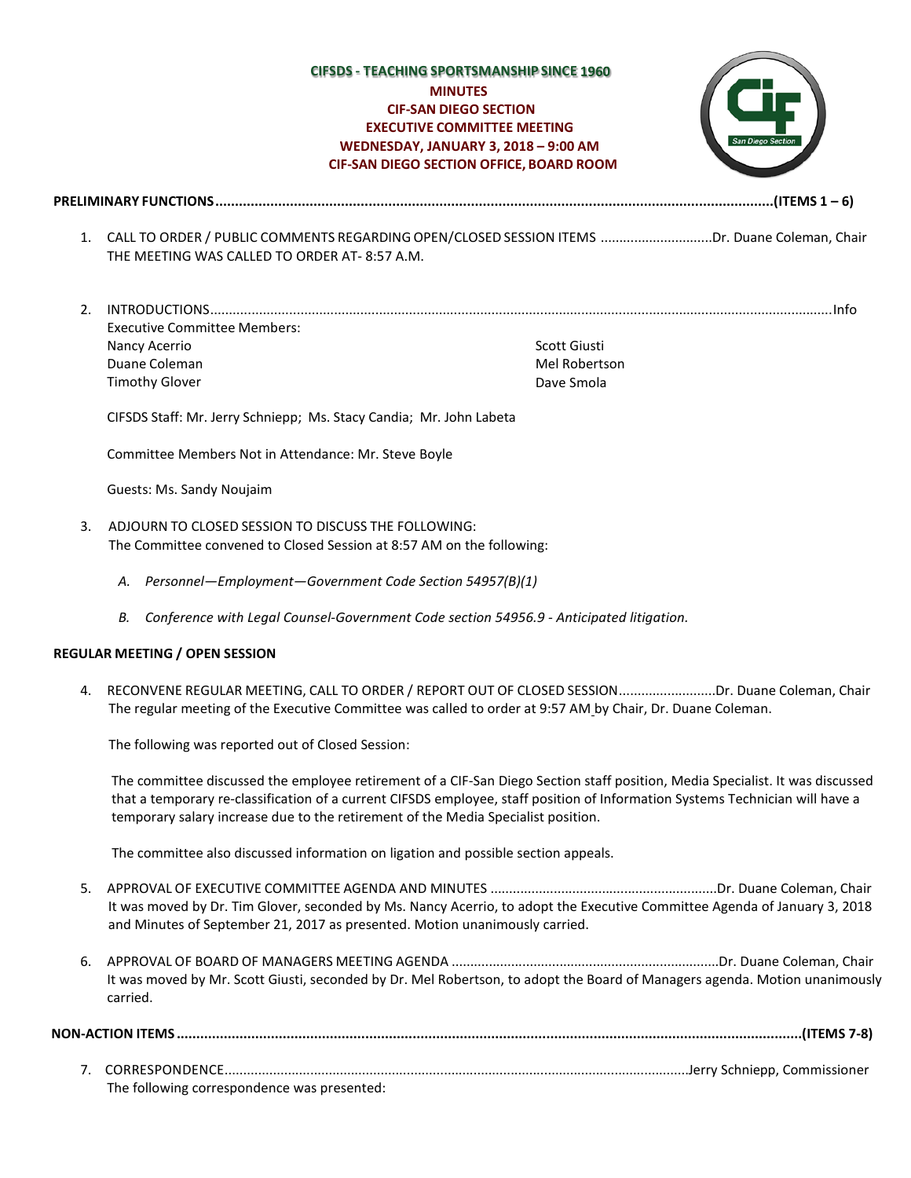**CIFSDS - TEACHING SPORTSMANSHIP SINCE 1960**

**MINUTES**
**CIF-SAN DIEGO SECTION**
**EXECUTIVE COMMITTEE MEETING**
**WEDNESDAY, JANUARY 3, 2018 – 9:00 AM**
**CIF-SAN DIEGO SECTION OFFICE, BOARD ROOM**

**PRELIMINARY FUNCTIONS.....................................................................................................................................(ITEMS 1 – 6)**

1. CALL TO ORDER / PUBLIC COMMENTS REGARDING OPEN/CLOSED SESSION ITEMS .............................Dr. Duane Coleman, Chair
   THE MEETING WAS CALLED TO ORDER AT- 8:57 A.M.

2. INTRODUCTIONS..........................................................................................................................................................Info
   Executive Committee Members:
   Nancy Acerrio
   Duane Coleman
   Timothy Glover
   Scott Giusti
   Mel Robertson
   Dave Smola

   CIFSDS Staff: Mr. Jerry Schniepp; Ms. Stacy Candia; Mr. John Labeta

   Committee Members Not in Attendance: Mr. Steve Boyle

   Guests: Ms. Sandy Noujaim

3. ADJOURN TO CLOSED SESSION TO DISCUSS THE FOLLOWING:
   The Committee convened to Closed Session at 8:57 AM on the following:

   A. *Personnel—Employment—Government Code Section 54957(B)(1)*

   B. *Conference with Legal Counsel-Government Code section 54956.9 - Anticipated litigation.*

**REGULAR MEETING / OPEN SESSION**

4. RECONVENE REGULAR MEETING, CALL TO ORDER / REPORT OUT OF CLOSED SESSION..........................Dr. Duane Coleman, Chair
   The regular meeting of the Executive Committee was called to order at 9:57 AM by Chair, Dr. Duane Coleman.

   The following was reported out of Closed Session:

   The committee discussed the employee retirement of a CIF-San Diego Section staff position, Media Specialist. It was discussed that a temporary re-classification of a current CIFSDS employee, staff position of Information Systems Technician will have a temporary salary increase due to the retirement of the Media Specialist position.

   The committee also discussed information on ligation and possible section appeals.

5. APPROVAL OF EXECUTIVE COMMITTEE AGENDA AND MINUTES ............................................................Dr. Duane Coleman, Chair
   It was moved by Dr. Tim Glover, seconded by Ms. Nancy Acerrio, to adopt the Executive Committee Agenda of January 3, 2018 and Minutes of September 21, 2017 as presented. Motion unanimously carried.

6. APPROVAL OF BOARD OF MANAGERS MEETING AGENDA .......................................................................Dr. Duane Coleman, Chair
   It was moved by Mr. Scott Giusti, seconded by Dr. Mel Robertson, to adopt the Board of Managers agenda. Motion unanimously carried.

**NON-ACTION ITEMS..........................................................................................................................................(ITEMS 7-8)**

7. CORRESPONDENCE...........................................................................................................Jerry Schniepp, Commissioner
   The following correspondence was presented: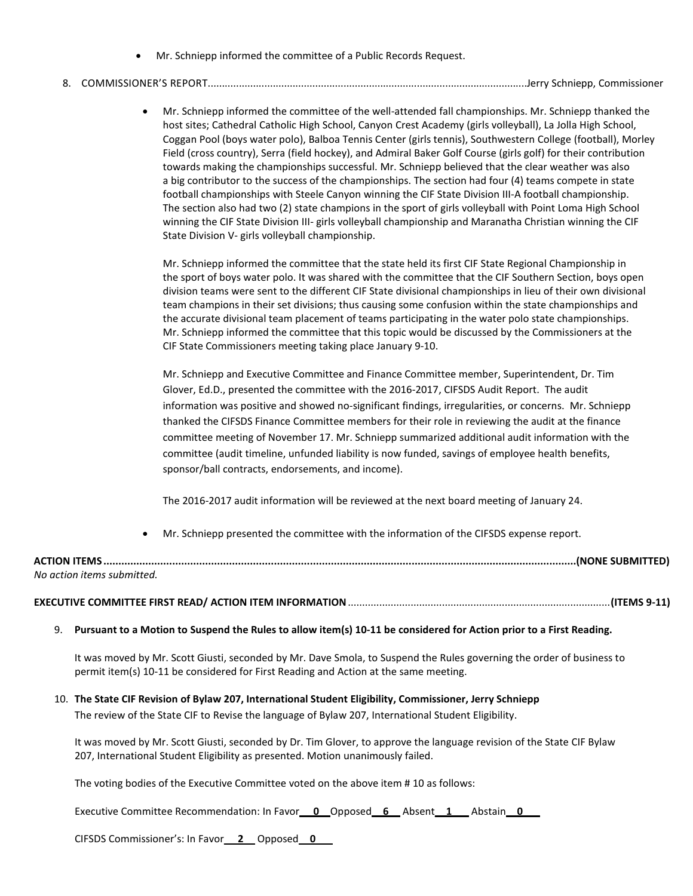- Mr. Schniepp informed the committee of a Public Records Request.

8. COMMISSIONER'S REPORT................................................................................................................Jerry Schniepp, Commissioner

   - Mr. Schniepp informed the committee of the well-attended fall championships. Mr. Schniepp thanked the host sites; Cathedral Catholic High School, Canyon Crest Academy (girls volleyball), La Jolla High School, Coggan Pool (boys water polo), Balboa Tennis Center (girls tennis), Southwestern College (football), Morley Field (cross country), Serra (field hockey), and Admiral Baker Golf Course (girls golf) for their contribution towards making the championships successful. Mr. Schniepp believed that the clear weather was also a big contributor to the success of the championships. The section had four (4) teams compete in state football championships with Steele Canyon winning the CIF State Division III-A football championship. The section also had two (2) state champions in the sport of girls volleyball with Point Loma High School winning the CIF State Division III- girls volleyball championship and Maranatha Christian winning the CIF State Division V- girls volleyball championship.

     Mr. Schniepp informed the committee that the state held its first CIF State Regional Championship in the sport of boys water polo. It was shared with the committee that the CIF Southern Section, boys open division teams were sent to the different CIF State divisional championships in lieu of their own divisional team champions in their set divisions; thus causing some confusion within the state championships and the accurate divisional team placement of teams participating in the water polo state championships. Mr. Schniepp informed the committee that this topic would be discussed by the Commissioners at the CIF State Commissioners meeting taking place January 9-10.

     Mr. Schniepp and Executive Committee and Finance Committee member, Superintendent, Dr. Tim Glover, Ed.D., presented the committee with the 2016-2017, CIFSDS Audit Report. The audit information was positive and showed no-significant findings, irregularities, or concerns. Mr. Schniepp thanked the CIFSDS Finance Committee members for their role in reviewing the audit at the finance committee meeting of November 17. Mr. Schniepp summarized additional audit information with the committee (audit timeline, unfunded liability is now funded, savings of employee health benefits, sponsor/ball contracts, endorsements, and income).

     The 2016-2017 audit information will be reviewed at the next board meeting of January 24.

   - Mr. Schniepp presented the committee with the information of the CIFSDS expense report.

**ACTION ITEMS.............................................................................................................................................(NONE SUBMITTED)**
*No action items submitted.*

**EXECUTIVE COMMITTEE FIRST READ/ ACTION ITEM INFORMATION**..........................................................................................**(ITEMS 9-11)**

9. **Pursuant to a Motion to Suspend the Rules to allow item(s) 10-11 be considered for Action prior to a First Reading.**

   It was moved by Mr. Scott Giusti, seconded by Mr. Dave Smola, to Suspend the Rules governing the order of business to permit item(s) 10-11 be considered for First Reading and Action at the same meeting.

10. **The State CIF Revision of Bylaw 207, International Student Eligibility, Commissioner, Jerry Schniepp**
    The review of the State CIF to Revise the language of Bylaw 207, International Student Eligibility.

    It was moved by Mr. Scott Giusti, seconded by Dr. Tim Glover, to approve the language revision of the State CIF Bylaw 207, International Student Eligibility as presented. Motion unanimously failed.

    The voting bodies of the Executive Committee voted on the above item # 10 as follows:

    Executive Committee Recommendation: In Favor **0** Opposed **6** Absent **1** Abstain **0**

    CIFSDS Commissioner's: In Favor **2** Opposed **0**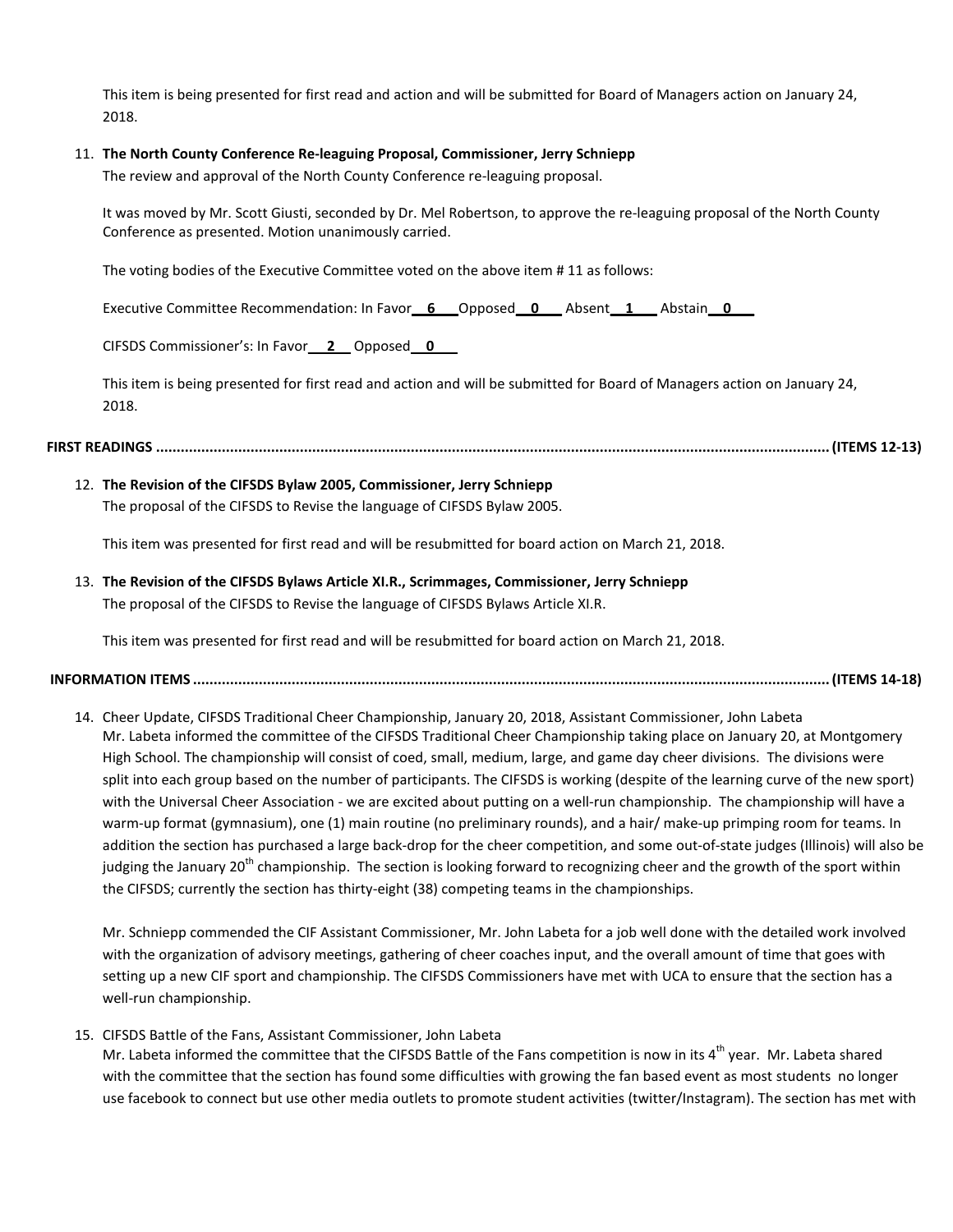This item is being presented for first read and action and will be submitted for Board of Managers action on January 24, 2018.

11. **The North County Conference Re-leaguing Proposal, Commissioner, Jerry Schniepp**

    The review and approval of the North County Conference re-leaguing proposal.

    It was moved by Mr. Scott Giusti, seconded by Dr. Mel Robertson, to approve the re-leaguing proposal of the North County Conference as presented. Motion unanimously carried.

    The voting bodies of the Executive Committee voted on the above item # 11 as follows:

    Executive Committee Recommendation: In Favor **6** Opposed **0** Absent **1** Abstain **0**

    CIFSDS Commissioner's: In Favor **2** Opposed **0**

    This item is being presented for first read and action and will be submitted for Board of Managers action on January 24, 2018.

**FIRST READINGS ........................................................................ (ITEMS 12-13)**

12. **The Revision of the CIFSDS Bylaw 2005, Commissioner, Jerry Schniepp**

    The proposal of the CIFSDS to Revise the language of CIFSDS Bylaw 2005.

    This item was presented for first read and will be resubmitted for board action on March 21, 2018.

13. **The Revision of the CIFSDS Bylaws Article XI.R., Scrimmages, Commissioner, Jerry Schniepp**

    The proposal of the CIFSDS to Revise the language of CIFSDS Bylaws Article XI.R.

    This item was presented for first read and will be resubmitted for board action on March 21, 2018.

**INFORMATION ITEMS ........................................................................ (ITEMS 14-18)**

14. Cheer Update, CIFSDS Traditional Cheer Championship, January 20, 2018, Assistant Commissioner, John Labeta

    Mr. Labeta informed the committee of the CIFSDS Traditional Cheer Championship taking place on January 20, at Montgomery High School. The championship will consist of coed, small, medium, large, and game day cheer divisions. The divisions were split into each group based on the number of participants. The CIFSDS is working (despite of the learning curve of the new sport) with the Universal Cheer Association - we are excited about putting on a well-run championship. The championship will have a warm-up format (gymnasium), one (1) main routine (no preliminary rounds), and a hair/ make-up primping room for teams. In addition the section has purchased a large back-drop for the cheer competition, and some out-of-state judges (Illinois) will also be judging the January 20th championship. The section is looking forward to recognizing cheer and the growth of the sport within the CIFSDS; currently the section has thirty-eight (38) competing teams in the championships.

    Mr. Schniepp commended the CIF Assistant Commissioner, Mr. John Labeta for a job well done with the detailed work involved with the organization of advisory meetings, gathering of cheer coaches input, and the overall amount of time that goes with setting up a new CIF sport and championship. The CIFSDS Commissioners have met with UCA to ensure that the section has a well-run championship.

15. CIFSDS Battle of the Fans, Assistant Commissioner, John Labeta

    Mr. Labeta informed the committee that the CIFSDS Battle of the Fans competition is now in its 4th year. Mr. Labeta shared with the committee that the section has found some difficulties with growing the fan based event as most students no longer use facebook to connect but use other media outlets to promote student activities (twitter/Instagram). The section has met with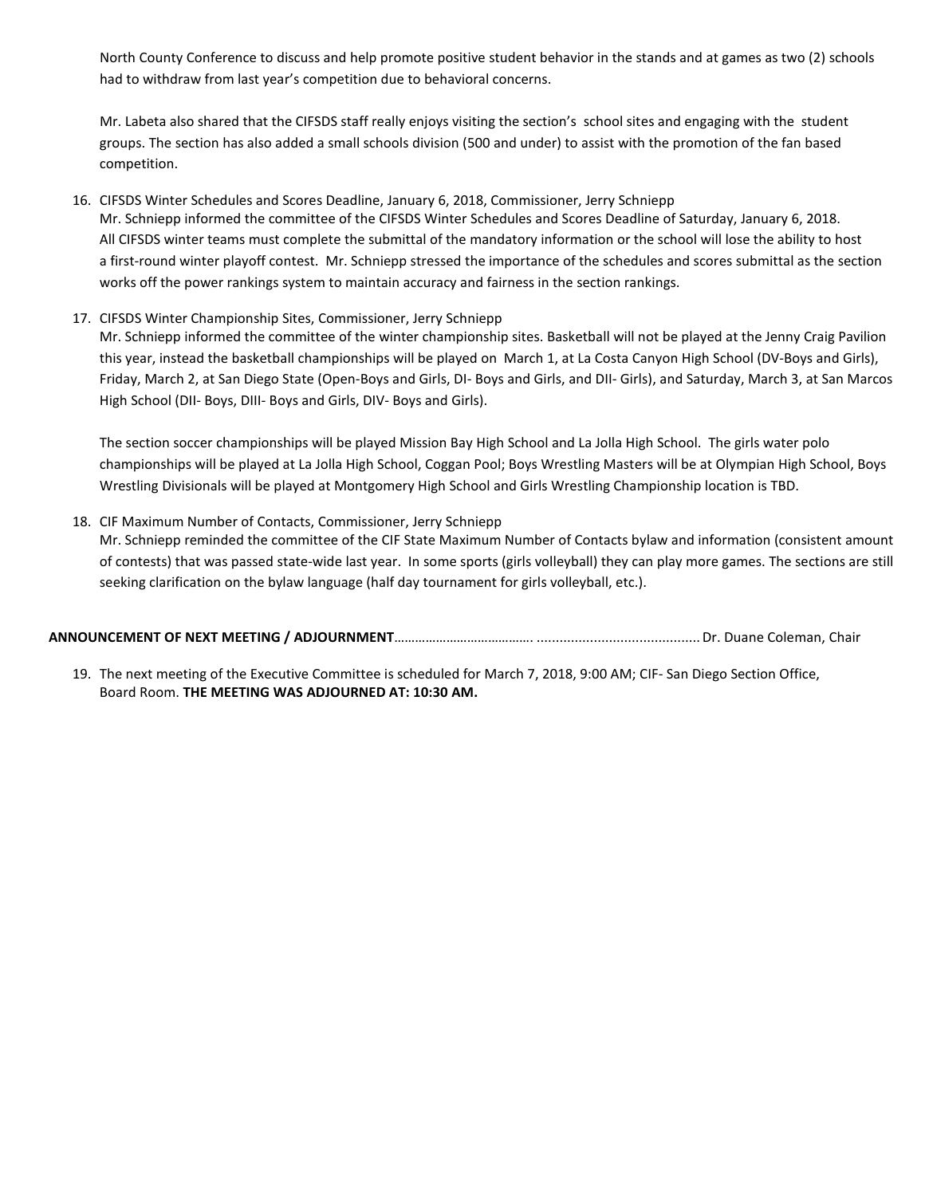North County Conference to discuss and help promote positive student behavior in the stands and at games as two (2) schools had to withdraw from last year's competition due to behavioral concerns.

Mr. Labeta also shared that the CIFSDS staff really enjoys visiting the section's school sites and engaging with the student groups. The section has also added a small schools division (500 and under) to assist with the promotion of the fan based competition.

16. CIFSDS Winter Schedules and Scores Deadline, January 6, 2018, Commissioner, Jerry Schniepp
    Mr. Schniepp informed the committee of the CIFSDS Winter Schedules and Scores Deadline of Saturday, January 6, 2018. All CIFSDS winter teams must complete the submittal of the mandatory information or the school will lose the ability to host a first-round winter playoff contest. Mr. Schniepp stressed the importance of the schedules and scores submittal as the section works off the power rankings system to maintain accuracy and fairness in the section rankings.

17. CIFSDS Winter Championship Sites, Commissioner, Jerry Schniepp
    Mr. Schniepp informed the committee of the winter championship sites. Basketball will not be played at the Jenny Craig Pavilion this year, instead the basketball championships will be played on March 1, at La Costa Canyon High School (DV-Boys and Girls), Friday, March 2, at San Diego State (Open-Boys and Girls, DI- Boys and Girls, and DII- Girls), and Saturday, March 3, at San Marcos High School (DII- Boys, DIII- Boys and Girls, DIV- Boys and Girls).

    The section soccer championships will be played Mission Bay High School and La Jolla High School. The girls water polo championships will be played at La Jolla High School, Coggan Pool; Boys Wrestling Masters will be at Olympian High School, Boys Wrestling Divisionals will be played at Montgomery High School and Girls Wrestling Championship location is TBD.

18. CIF Maximum Number of Contacts, Commissioner, Jerry Schniepp
    Mr. Schniepp reminded the committee of the CIF State Maximum Number of Contacts bylaw and information (consistent amount of contests) that was passed state-wide last year. In some sports (girls volleyball) they can play more games. The sections are still seeking clarification on the bylaw language (half day tournament for girls volleyball, etc.).

**ANNOUNCEMENT OF NEXT MEETING / ADJOURNMENT**………………………………. .......................................... Dr. Duane Coleman, Chair

19. The next meeting of the Executive Committee is scheduled for March 7, 2018, 9:00 AM; CIF- San Diego Section Office, Board Room. **THE MEETING WAS ADJOURNED AT: 10:30 AM.**